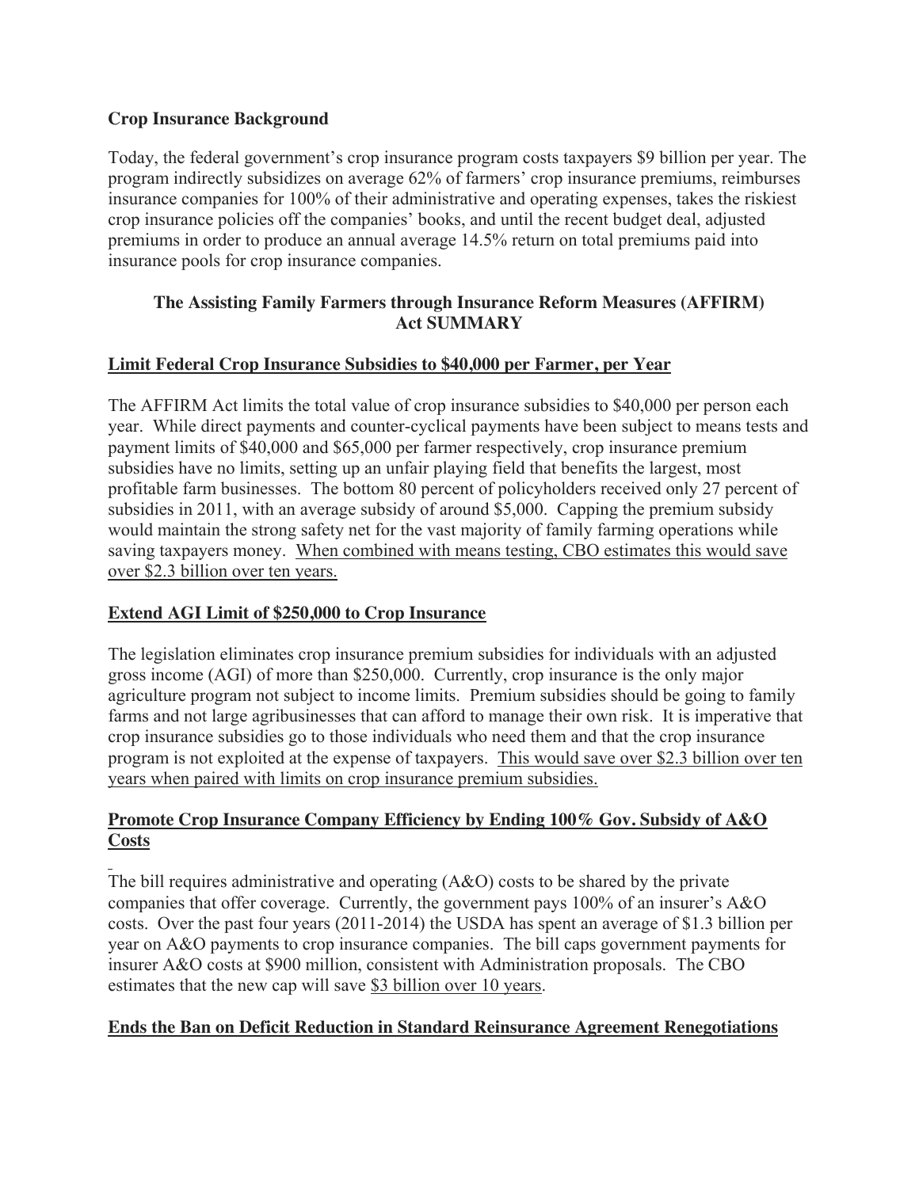**Crop Insurance Background**

Today, the federal government's crop insurance program costs taxpayers $9 billion per year. The program indirectly subsidizes on average 62% of farmers' crop insurance premiums, reimburses insurance companies for 100% of their administrative and operating expenses, takes the riskiest crop insurance policies off the companies' books, and until the recent budget deal, adjusted premiums in order to produce an annual average 14.5% return on total premiums paid into insurance pools for crop insurance companies.

## The Assisting Family Farmers through Insurance Reform Measures (AFFIRM) Act SUMMARY

### <u>Limit Federal Crop Insurance Subsidies to $40,000 per Farmer, per Year</u>

The AFFIRM Act limits the total value of crop insurance subsidies to $40,000 per person each year. While direct payments and counter-cyclical payments have been subject to means tests and payment limits of $40,000 and $65,000 per farmer respectively, crop insurance premium subsidies have no limits, setting up an unfair playing field that benefits the largest, most profitable farm businesses. The bottom 80 percent of policyholders received only 27 percent of subsidies in 2011, with an average subsidy of around $5,000. Capping the premium subsidy would maintain the strong safety net for the vast majority of family farming operations while saving taxpayers money. <u>When combined with means testing, CBO estimates this would save over $2.3 billion over ten years.</u>

### <u>Extend AGI Limit of $250,000 to Crop Insurance</u>

The legislation eliminates crop insurance premium subsidies for individuals with an adjusted gross income (AGI) of more than $250,000. Currently, crop insurance is the only major agriculture program not subject to income limits. Premium subsidies should be going to family farms and not large agribusinesses that can afford to manage their own risk. It is imperative that crop insurance subsidies go to those individuals who need them and that the crop insurance program is not exploited at the expense of taxpayers. <u>This would save over $2.3 billion over ten years when paired with limits on crop insurance premium subsidies.</u>

### <u>Promote Crop Insurance Company Efficiency by Ending 100% Gov. Subsidy of A&O Costs</u>

The bill requires administrative and operating (A&O) costs to be shared by the private companies that offer coverage. Currently, the government pays 100% of an insurer's A&O costs. Over the past four years (2011-2014) the USDA has spent an average of $1.3 billion per year on A&O payments to crop insurance companies. The bill caps government payments for insurer A&O costs at $900 million, consistent with Administration proposals. The CBO estimates that the new cap will save <u>$3 billion over 10 years</u>.

### <u>Ends the Ban on Deficit Reduction in Standard Reinsurance Agreement Renegotiations</u>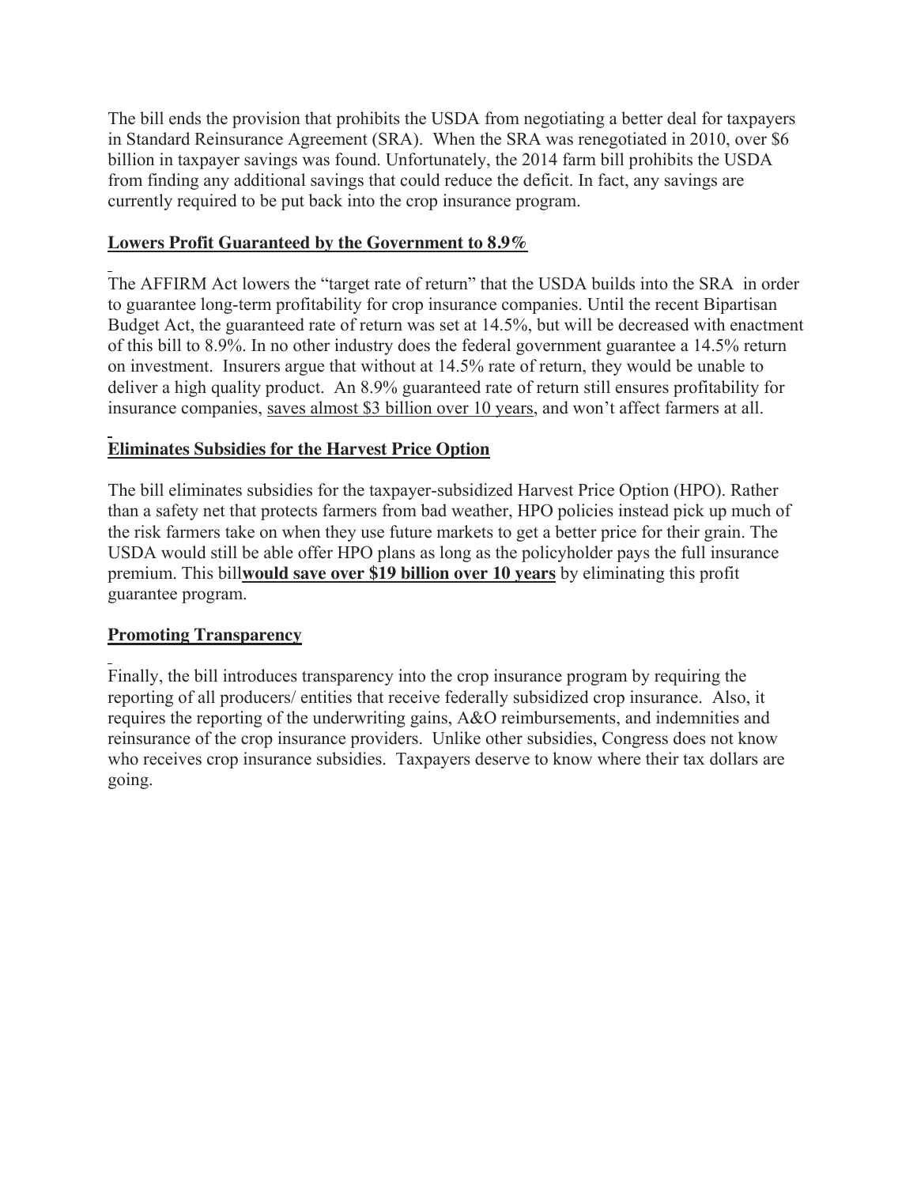The bill ends the provision that prohibits the USDA from negotiating a better deal for taxpayers in Standard Reinsurance Agreement (SRA). When the SRA was renegotiated in 2010, over $6 billion in taxpayer savings was found. Unfortunately, the 2014 farm bill prohibits the USDA from finding any additional savings that could reduce the deficit. In fact, any savings are currently required to be put back into the crop insurance program.

## Lowers Profit Guaranteed by the Government to 8.9%

The AFFIRM Act lowers the "target rate of return" that the USDA builds into the SRA in order to guarantee long-term profitability for crop insurance companies. Until the recent Bipartisan Budget Act, the guaranteed rate of return was set at 14.5%, but will be decreased with enactment of this bill to 8.9%. In no other industry does the federal government guarantee a 14.5% return on investment. Insurers argue that without at 14.5% rate of return, they would be unable to deliver a high quality product. An 8.9% guaranteed rate of return still ensures profitability for insurance companies, saves almost $3 billion over 10 years, and won't affect farmers at all.

## Eliminates Subsidies for the Harvest Price Option

The bill eliminates subsidies for the taxpayer-subsidized Harvest Price Option (HPO). Rather than a safety net that protects farmers from bad weather, HPO policies instead pick up much of the risk farmers take on when they use future markets to get a better price for their grain. The USDA would still be able offer HPO plans as long as the policyholder pays the full insurance premium. This bill **would save over $19 billion over 10 years** by eliminating this profit guarantee program.

## Promoting Transparency

Finally, the bill introduces transparency into the crop insurance program by requiring the reporting of all producers/ entities that receive federally subsidized crop insurance. Also, it requires the reporting of the underwriting gains, A&O reimbursements, and indemnities and reinsurance of the crop insurance providers. Unlike other subsidies, Congress does not know who receives crop insurance subsidies. Taxpayers deserve to know where their tax dollars are going.